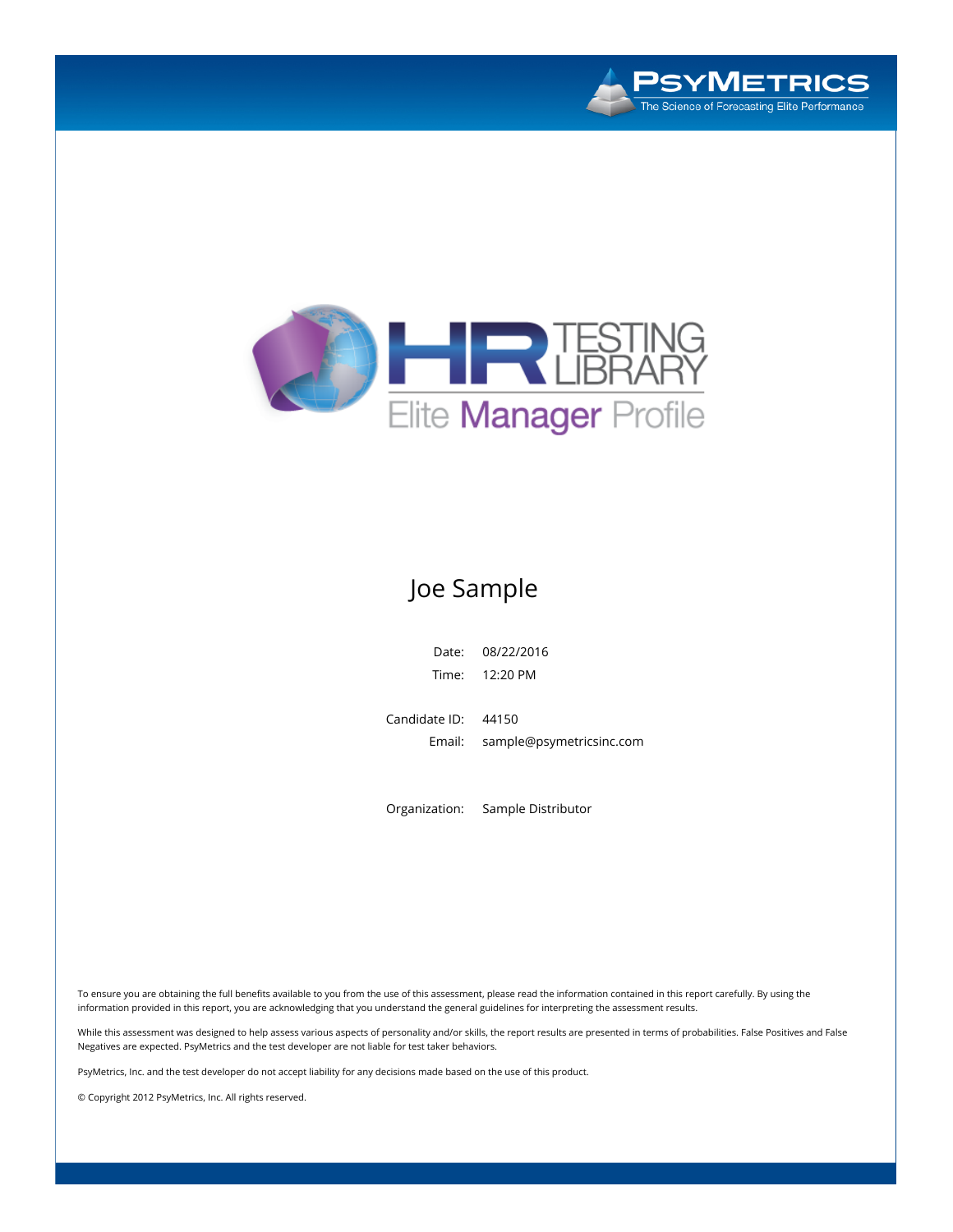PsyMetrics

The Science of Forecasting Elite Performance

# HR Testing Library

## Elite Manager Profile

### Joe Sample

Date: 08/22/2016

Time: 12:20 PM

Candidate ID: 44150

Email: sample@psymetricsinc.com

Organization: Sample Distributor

To ensure you are obtaining the full benefits available to you from the use of this assessment, please read the information contained in this report carefully. By using the information provided in this report, you are acknowledging that you understand the general guidelines for interpreting the assessment results.

While this assessment was designed to help assess various aspects of personality and/or skills, the report results are presented in terms of probabilities. False Positives and False Negatives are expected. PsyMetrics and the test developer are not liable for test taker behaviors.

PsyMetrics, Inc. and the test developer do not accept liability for any decisions made based on the use of this product.

© Copyright 2012 PsyMetrics, Inc. All rights reserved.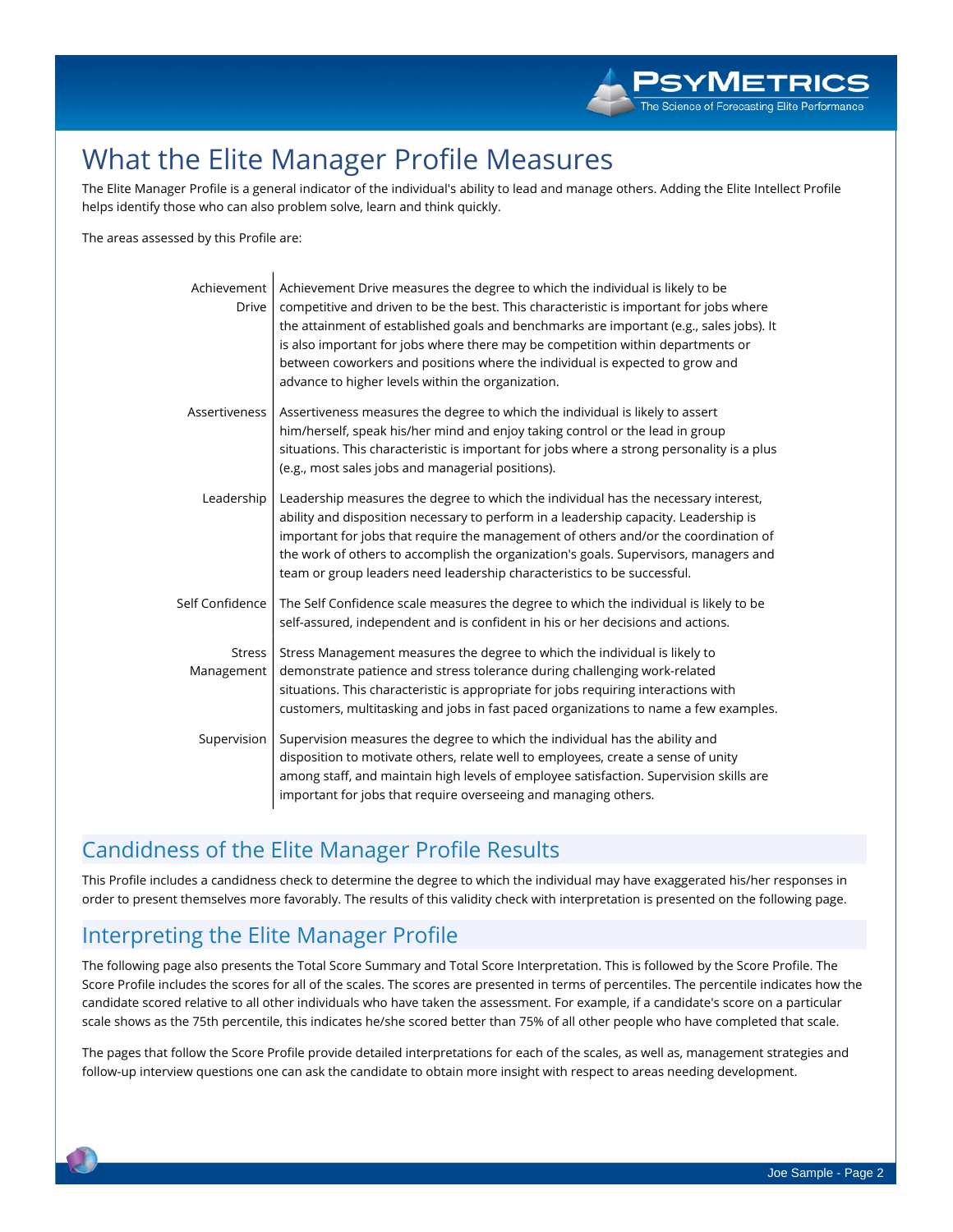# What the Elite Manager Profile Measures

The Elite Manager Profile is a general indicator of the individual's ability to lead and manage others. Adding the Elite Intellect Profile helps identify those who can also problem solve, learn and think quickly.

The areas assessed by this Profile are:

| | |
|---|---|
| Achievement Drive | Achievement Drive measures the degree to which the individual is likely to be competitive and driven to be the best. This characteristic is important for jobs where the attainment of established goals and benchmarks are important (e.g., sales jobs). It is also important for jobs where there may be competition within departments or between coworkers and positions where the individual is expected to grow and advance to higher levels within the organization. |
| Assertiveness | Assertiveness measures the degree to which the individual is likely to assert him/herself, speak his/her mind and enjoy taking control or the lead in group situations. This characteristic is important for jobs where a strong personality is a plus (e.g., most sales jobs and managerial positions). |
| Leadership | Leadership measures the degree to which the individual has the necessary interest, ability and disposition necessary to perform in a leadership capacity. Leadership is important for jobs that require the management of others and/or the coordination of the work of others to accomplish the organization's goals. Supervisors, managers and team or group leaders need leadership characteristics to be successful. |
| Self Confidence | The Self Confidence scale measures the degree to which the individual is likely to be self-assured, independent and is confident in his or her decisions and actions. |
| Stress Management | Stress Management measures the degree to which the individual is likely to demonstrate patience and stress tolerance during challenging work-related situations. This characteristic is appropriate for jobs requiring interactions with customers, multitasking and jobs in fast paced organizations to name a few examples. |
| Supervision | Supervision measures the degree to which the individual has the ability and disposition to motivate others, relate well to employees, create a sense of unity among staff, and maintain high levels of employee satisfaction. Supervision skills are important for jobs that require overseeing and managing others. |

## Candidness of the Elite Manager Profile Results

This Profile includes a candidness check to determine the degree to which the individual may have exaggerated his/her responses in order to present themselves more favorably. The results of this validity check with interpretation is presented on the following page.

## Interpreting the Elite Manager Profile

The following page also presents the Total Score Summary and Total Score Interpretation. This is followed by the Score Profile. The Score Profile includes the scores for all of the scales. The scores are presented in terms of percentiles. The percentile indicates how the candidate scored relative to all other individuals who have taken the assessment. For example, if a candidate's score on a particular scale shows as the 75th percentile, this indicates he/she scored better than 75% of all other people who have completed that scale.

The pages that follow the Score Profile provide detailed interpretations for each of the scales, as well as, management strategies and follow-up interview questions one can ask the candidate to obtain more insight with respect to areas needing development.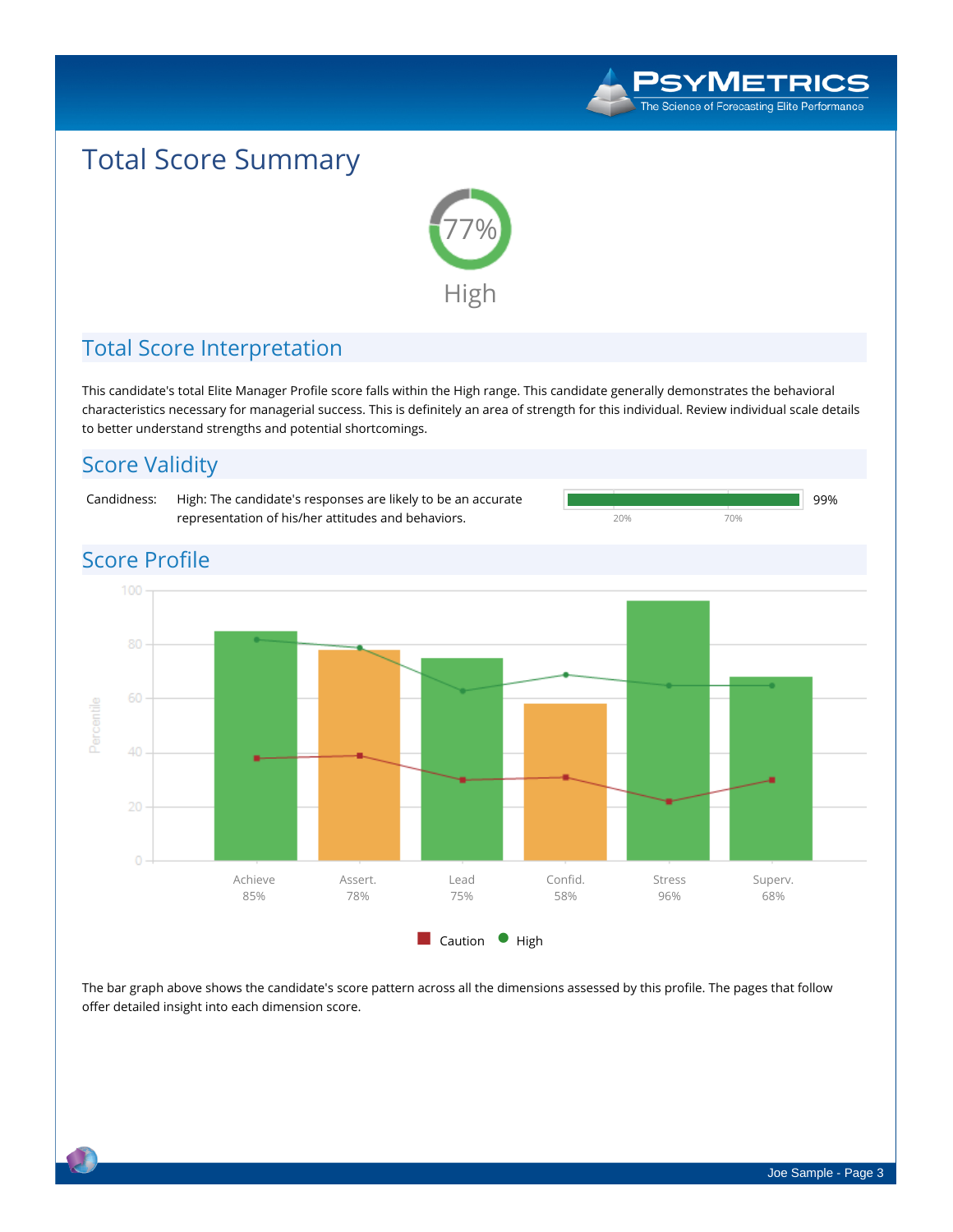# Total Score Summary

77%

High

## Total Score Interpretation

This candidate's total Elite Manager Profile score falls within the High range. This candidate generally demonstrates the behavioral characteristics necessary for managerial success. This is definitely an area of strength for this individual. Review individual scale details to better understand strengths and potential shortcomings.

## Score Validity

Candidness: High: The candidate's responses are likely to be an accurate representation of his/her attitudes and behaviors. 99%

## Score Profile

| Dimension | Score |
| --- | --- |
| Achieve | 85% |
| Assert. | 78% |
| Lead | 75% |
| Confid. | 58% |
| Stress | 96% |
| Superv. | 68% |

The bar graph above shows the candidate's score pattern across all the dimensions assessed by this profile. The pages that follow offer detailed insight into each dimension score.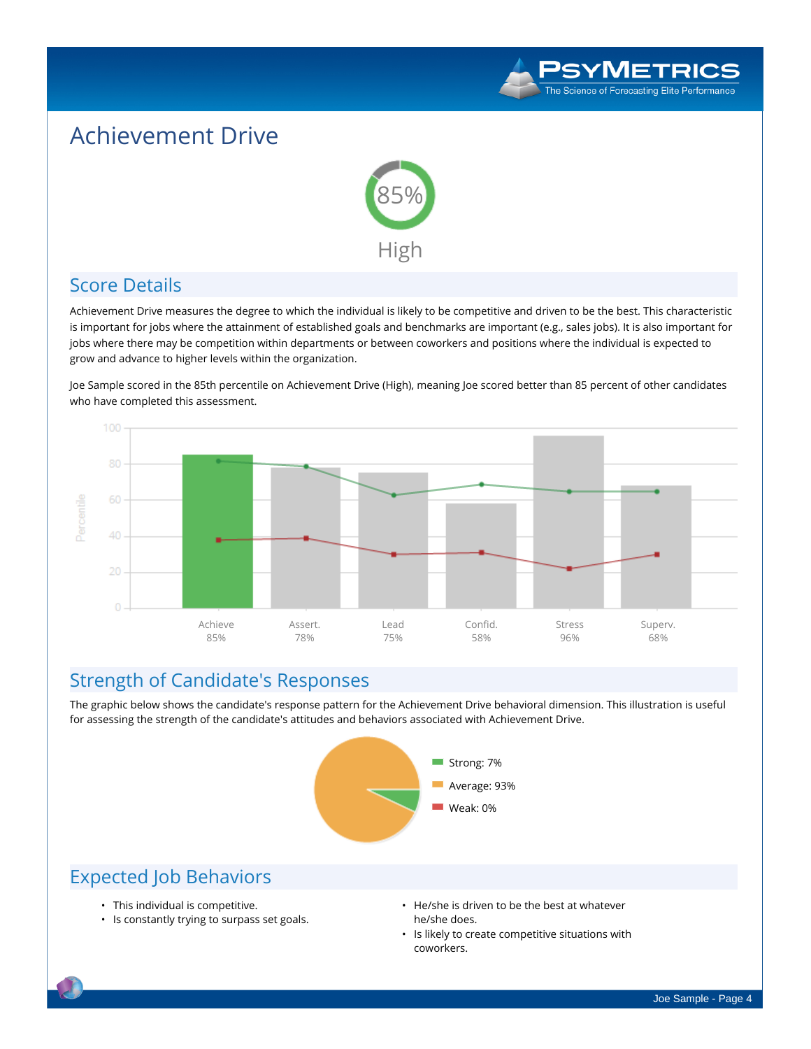# Achievement Drive

85%

High

## Score Details

Achievement Drive measures the degree to which the individual is likely to be competitive and driven to be the best. This characteristic is important for jobs where the attainment of established goals and benchmarks are important (e.g., sales jobs). It is also important for jobs where there may be competition within departments or between coworkers and positions where the individual is expected to grow and advance to higher levels within the organization.

Joe Sample scored in the 85th percentile on Achievement Drive (High), meaning Joe scored better than 85 percent of other candidates who have completed this assessment.

| Achieve | Assert. | Lead | Confid. | Stress | Superv. |
|---|---|---|---|---|---|
| 85% | 78% | 75% | 58% | 96% | 68% |

## Strength of Candidate's Responses

The graphic below shows the candidate's response pattern for the Achievement Drive behavioral dimension. This illustration is useful for assessing the strength of the candidate's attitudes and behaviors associated with Achievement Drive.

- Strong: 7%
- Average: 93%
- Weak: 0%

## Expected Job Behaviors

- This individual is competitive.
- Is constantly trying to surpass set goals.
- He/she is driven to be the best at whatever he/she does.
- Is likely to create competitive situations with coworkers.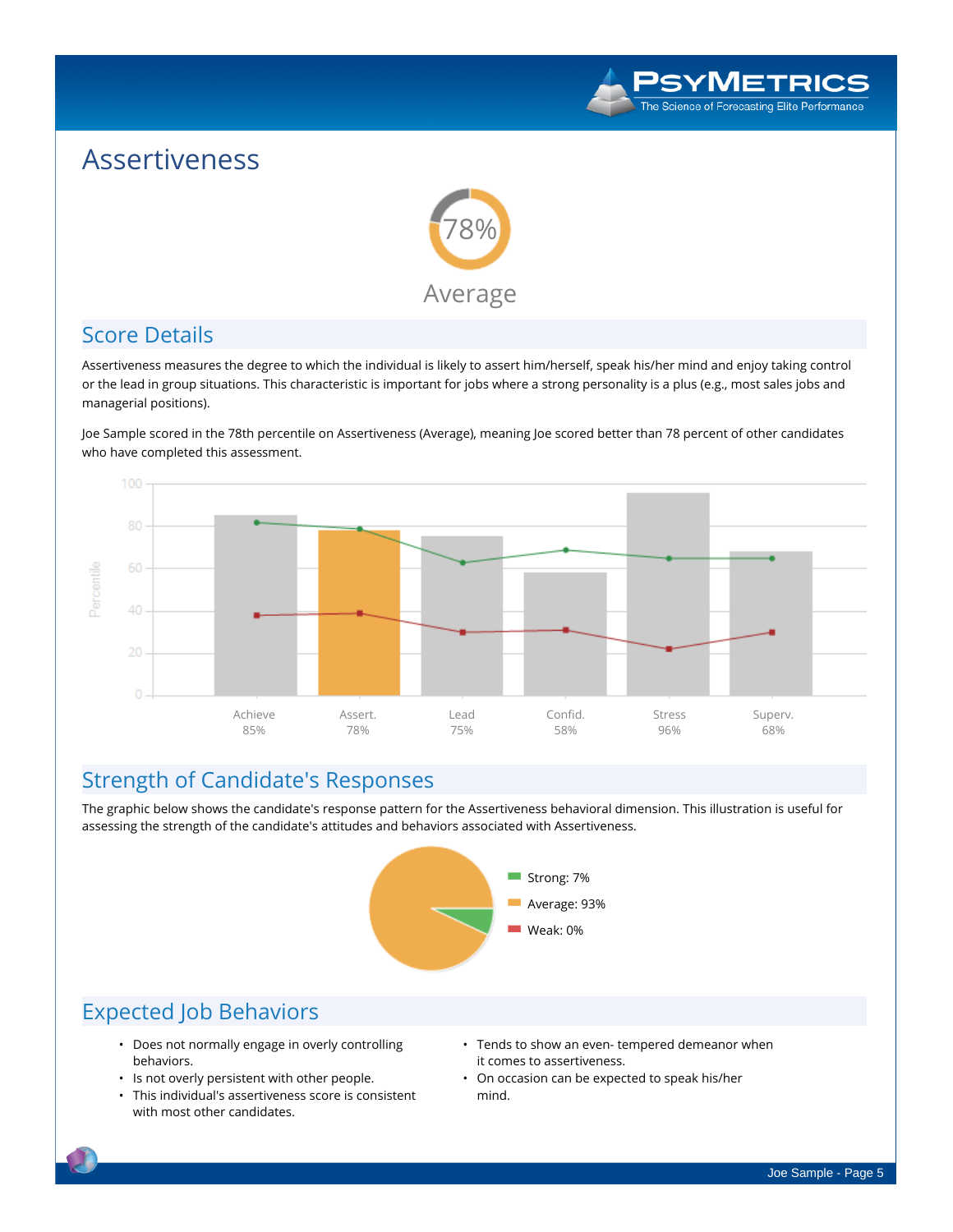# Assertiveness

78%

Average

## Score Details

Assertiveness measures the degree to which the individual is likely to assert him/herself, speak his/her mind and enjoy taking control or the lead in group situations. This characteristic is important for jobs where a strong personality is a plus (e.g., most sales jobs and managerial positions).

Joe Sample scored in the 78th percentile on Assertiveness (Average), meaning Joe scored better than 78 percent of other candidates who have completed this assessment.

| Achieve | Assert. | Lead | Confid. | Stress | Superv. |
|---|---|---|---|---|---|
| 85% | 78% | 75% | 58% | 96% | 68% |

## Strength of Candidate's Responses

The graphic below shows the candidate's response pattern for the Assertiveness behavioral dimension. This illustration is useful for assessing the strength of the candidate's attitudes and behaviors associated with Assertiveness.

- Strong: 7%
- Average: 93%
- Weak: 0%

## Expected Job Behaviors

- Does not normally engage in overly controlling behaviors.
- Is not overly persistent with other people.
- This individual's assertiveness score is consistent with most other candidates.
- Tends to show an even- tempered demeanor when it comes to assertiveness.
- On occasion can be expected to speak his/her mind.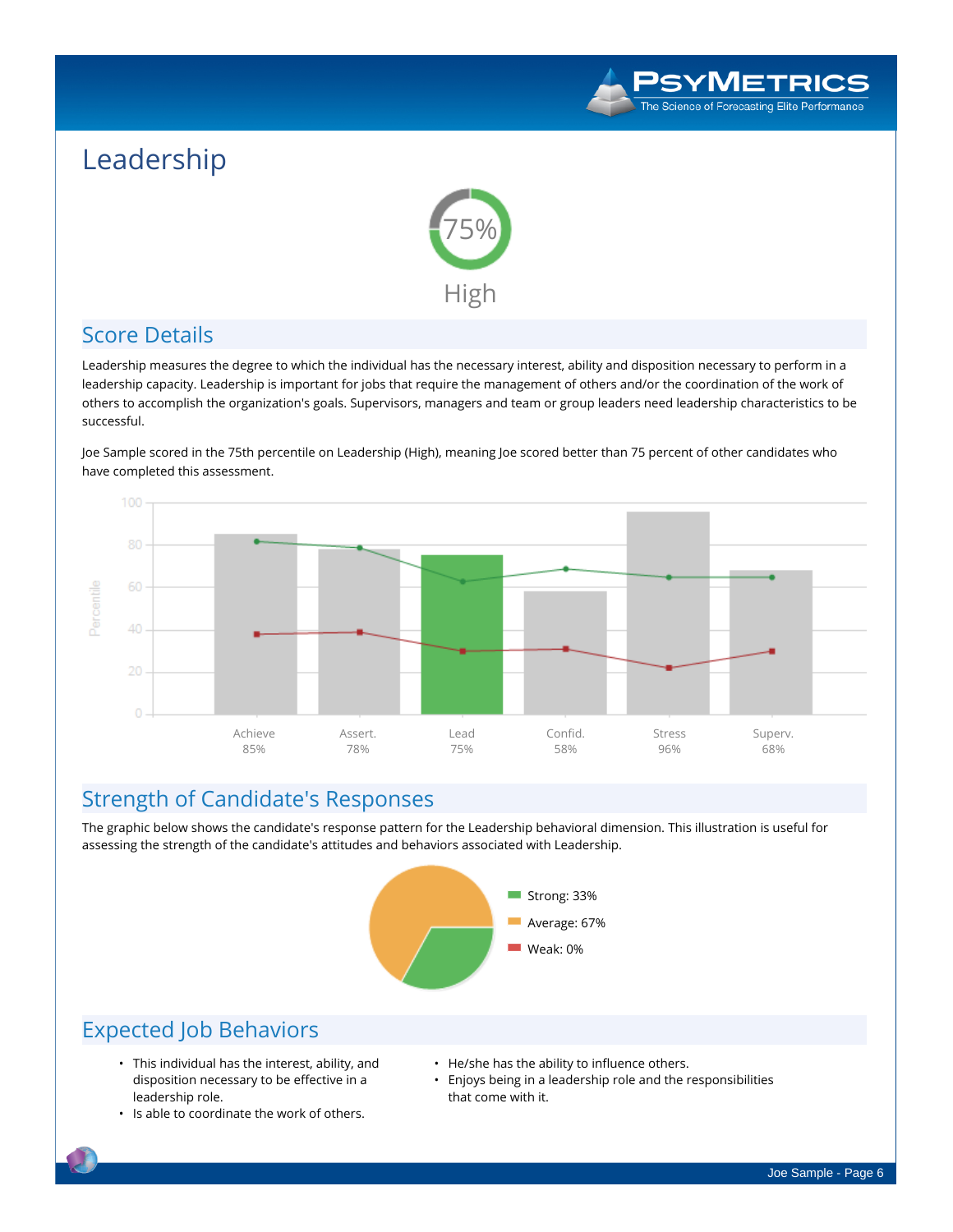# Leadership

75%

High

## Score Details

Leadership measures the degree to which the individual has the necessary interest, ability and disposition necessary to perform in a leadership capacity. Leadership is important for jobs that require the management of others and/or the coordination of the work of others to accomplish the organization's goals. Supervisors, managers and team or group leaders need leadership characteristics to be successful.

Joe Sample scored in the 75th percentile on Leadership (High), meaning Joe scored better than 75 percent of other candidates who have completed this assessment.

| Achieve | Assert. | Lead | Confid. | Stress | Superv. |
|---|---|---|---|---|---|
| 85% | 78% | 75% | 58% | 96% | 68% |

## Strength of Candidate's Responses

The graphic below shows the candidate's response pattern for the Leadership behavioral dimension. This illustration is useful for assessing the strength of the candidate's attitudes and behaviors associated with Leadership.

- Strong: 33%
- Average: 67%
- Weak: 0%

## Expected Job Behaviors

- This individual has the interest, ability, and disposition necessary to be effective in a leadership role.
- Is able to coordinate the work of others.
- He/she has the ability to influence others.
- Enjoys being in a leadership role and the responsibilities that come with it.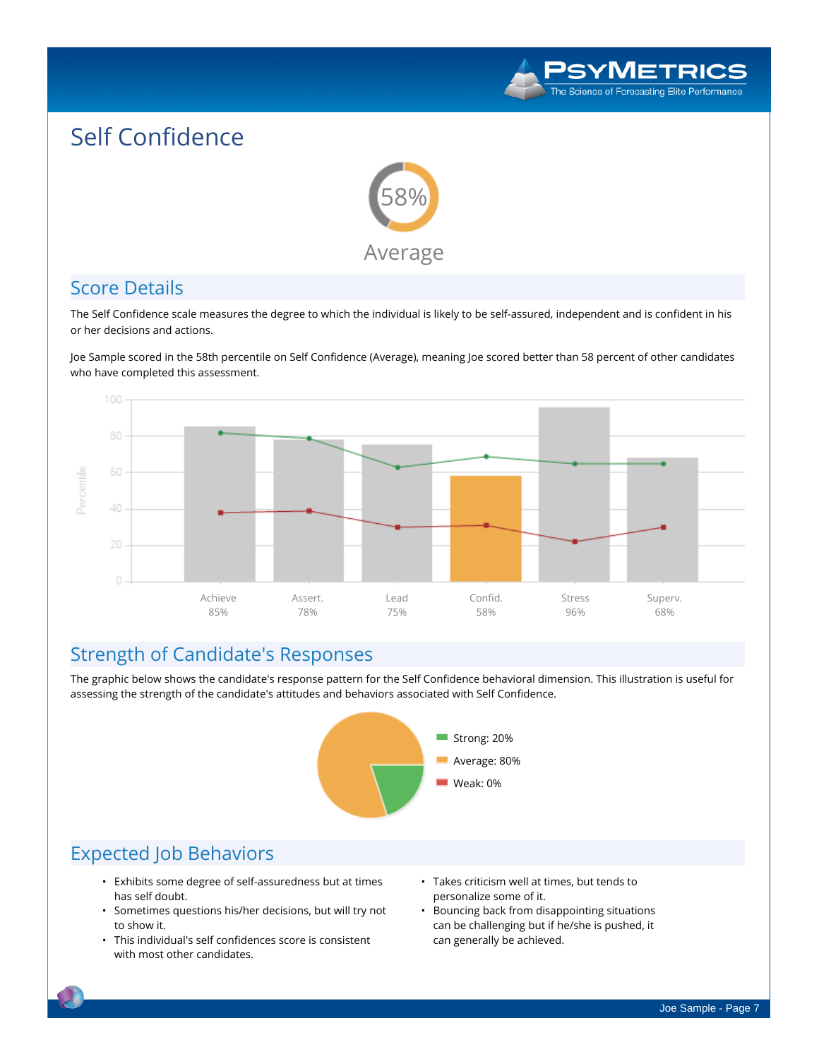# Self Confidence

58%

Average

## Score Details

The Self Confidence scale measures the degree to which the individual is likely to be self-assured, independent and is confident in his or her decisions and actions.

Joe Sample scored in the 58th percentile on Self Confidence (Average), meaning Joe scored better than 58 percent of other candidates who have completed this assessment.

| Achieve | Assert. | Lead | Confid. | Stress | Superv. |
|---|---|---|---|---|---|
| 85% | 78% | 75% | 58% | 96% | 68% |

## Strength of Candidate's Responses

The graphic below shows the candidate's response pattern for the Self Confidence behavioral dimension. This illustration is useful for assessing the strength of the candidate's attitudes and behaviors associated with Self Confidence.

- Strong: 20%
- Average: 80%
- Weak: 0%

## Expected Job Behaviors

- Exhibits some degree of self-assuredness but at times has self doubt.
- Sometimes questions his/her decisions, but will try not to show it.
- This individual's self confidences score is consistent with most other candidates.
- Takes criticism well at times, but tends to personalize some of it.
- Bouncing back from disappointing situations can be challenging but if he/she is pushed, it can generally be achieved.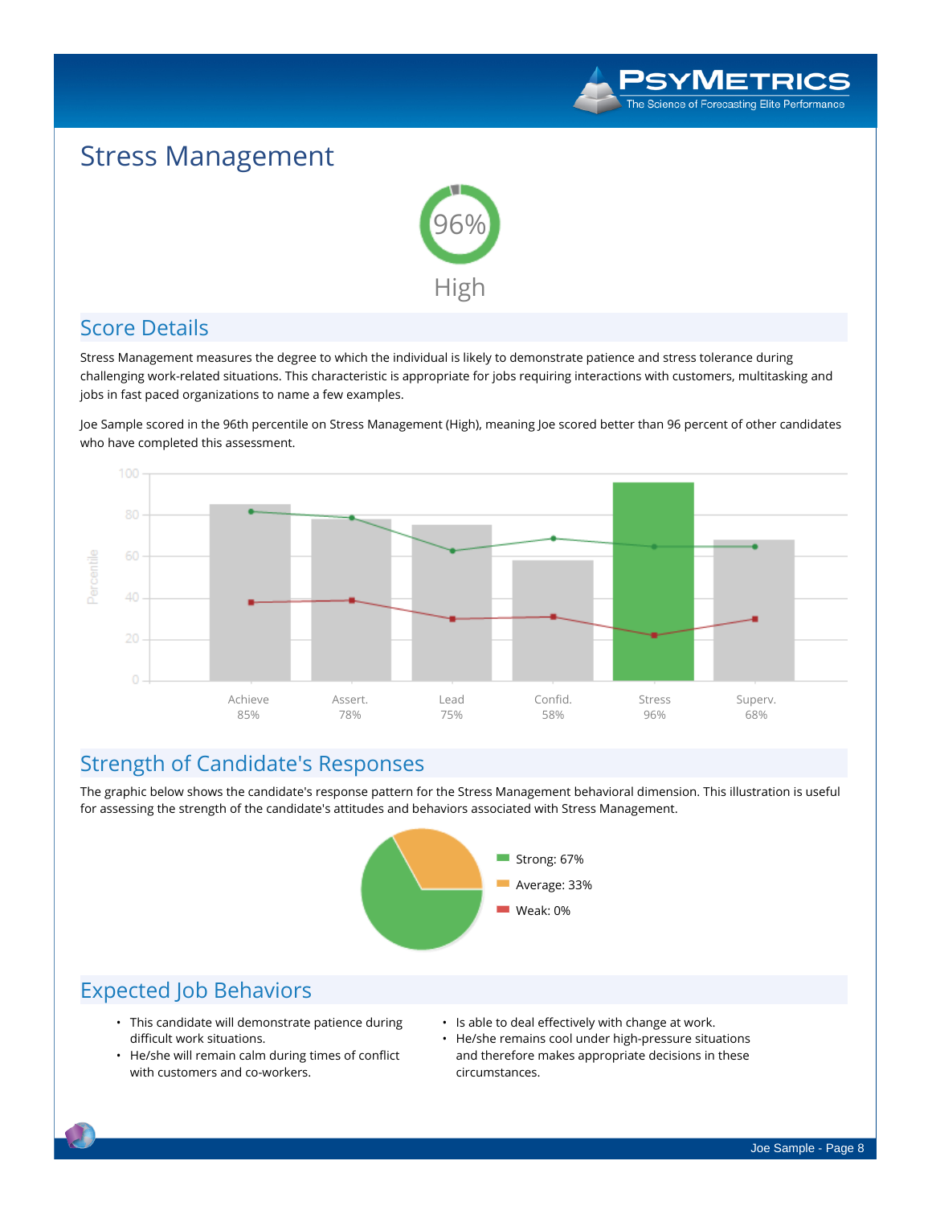# Stress Management

96%

High

## Score Details

Stress Management measures the degree to which the individual is likely to demonstrate patience and stress tolerance during challenging work-related situations. This characteristic is appropriate for jobs requiring interactions with customers, multitasking and jobs in fast paced organizations to name a few examples.

Joe Sample scored in the 96th percentile on Stress Management (High), meaning Joe scored better than 96 percent of other candidates who have completed this assessment.

| Achieve | Assert. | Lead | Confid. | Stress | Superv. |
|---|---|---|---|---|---|
| 85% | 78% | 75% | 58% | 96% | 68% |

## Strength of Candidate's Responses

The graphic below shows the candidate's response pattern for the Stress Management behavioral dimension. This illustration is useful for assessing the strength of the candidate's attitudes and behaviors associated with Stress Management.

- Strong: 67%
- Average: 33%
- Weak: 0%

## Expected Job Behaviors

- This candidate will demonstrate patience during difficult work situations.
- He/she will remain calm during times of conflict with customers and co-workers.
- Is able to deal effectively with change at work.
- He/she remains cool under high-pressure situations and therefore makes appropriate decisions in these circumstances.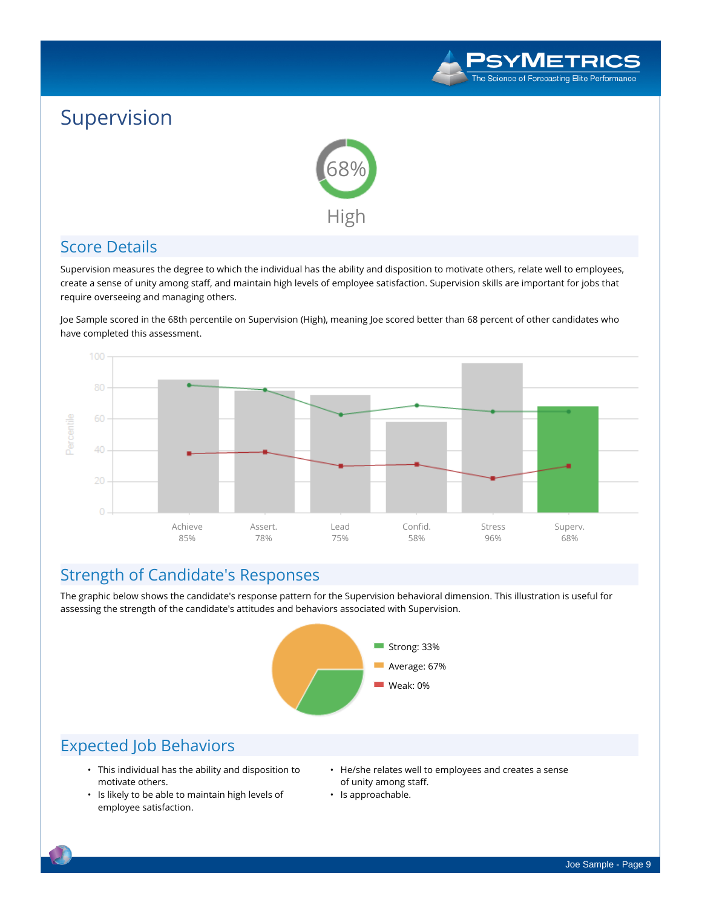# Supervision

68%

High

## Score Details

Supervision measures the degree to which the individual has the ability and disposition to motivate others, relate well to employees, create a sense of unity among staff, and maintain high levels of employee satisfaction. Supervision skills are important for jobs that require overseeing and managing others.

Joe Sample scored in the 68th percentile on Supervision (High), meaning Joe scored better than 68 percent of other candidates who have completed this assessment.

| Achieve | Assert. | Lead | Confid. | Stress | Superv. |
|---|---|---|---|---|---|
| 85% | 78% | 75% | 58% | 96% | 68% |

## Strength of Candidate's Responses

The graphic below shows the candidate's response pattern for the Supervision behavioral dimension. This illustration is useful for assessing the strength of the candidate's attitudes and behaviors associated with Supervision.

- Strong: 33%
- Average: 67%
- Weak: 0%

## Expected Job Behaviors

- This individual has the ability and disposition to motivate others.
- Is likely to be able to maintain high levels of employee satisfaction.
- He/she relates well to employees and creates a sense of unity among staff.
- Is approachable.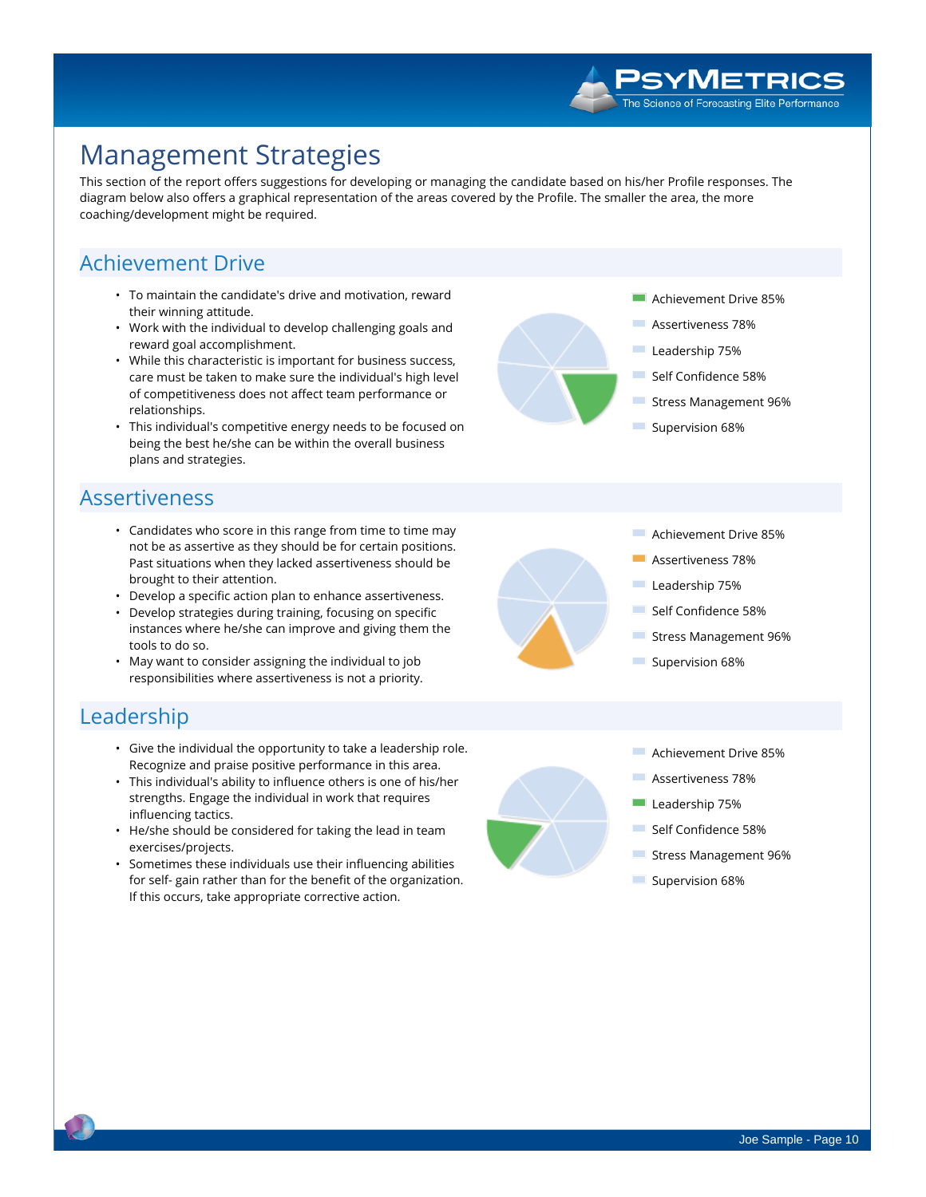# Management Strategies

This section of the report offers suggestions for developing or managing the candidate based on his/her Profile responses. The diagram below also offers a graphical representation of the areas covered by the Profile. The smaller the area, the more coaching/development might be required.

## Achievement Drive

- To maintain the candidate's drive and motivation, reward their winning attitude.
- Work with the individual to develop challenging goals and reward goal accomplishment.
- While this characteristic is important for business success, care must be taken to make sure the individual's high level of competitiveness does not affect team performance or relationships.
- This individual's competitive energy needs to be focused on being the best he/she can be within the overall business plans and strategies.

- Achievement Drive 85%
- Assertiveness 78%
- Leadership 75%
- Self Confidence 58%
- Stress Management 96%
- Supervision 68%

## Assertiveness

- Candidates who score in this range from time to time may not be as assertive as they should be for certain positions. Past situations when they lacked assertiveness should be brought to their attention.
- Develop a specific action plan to enhance assertiveness.
- Develop strategies during training, focusing on specific instances where he/she can improve and giving them the tools to do so.
- May want to consider assigning the individual to job responsibilities where assertiveness is not a priority.

- Achievement Drive 85%
- Assertiveness 78%
- Leadership 75%
- Self Confidence 58%
- Stress Management 96%
- Supervision 68%

## Leadership

- Give the individual the opportunity to take a leadership role. Recognize and praise positive performance in this area.
- This individual's ability to influence others is one of his/her strengths. Engage the individual in work that requires influencing tactics.
- He/she should be considered for taking the lead in team exercises/projects.
- Sometimes these individuals use their influencing abilities for self- gain rather than for the benefit of the organization. If this occurs, take appropriate corrective action.

- Achievement Drive 85%
- Assertiveness 78%
- Leadership 75%
- Self Confidence 58%
- Stress Management 96%
- Supervision 68%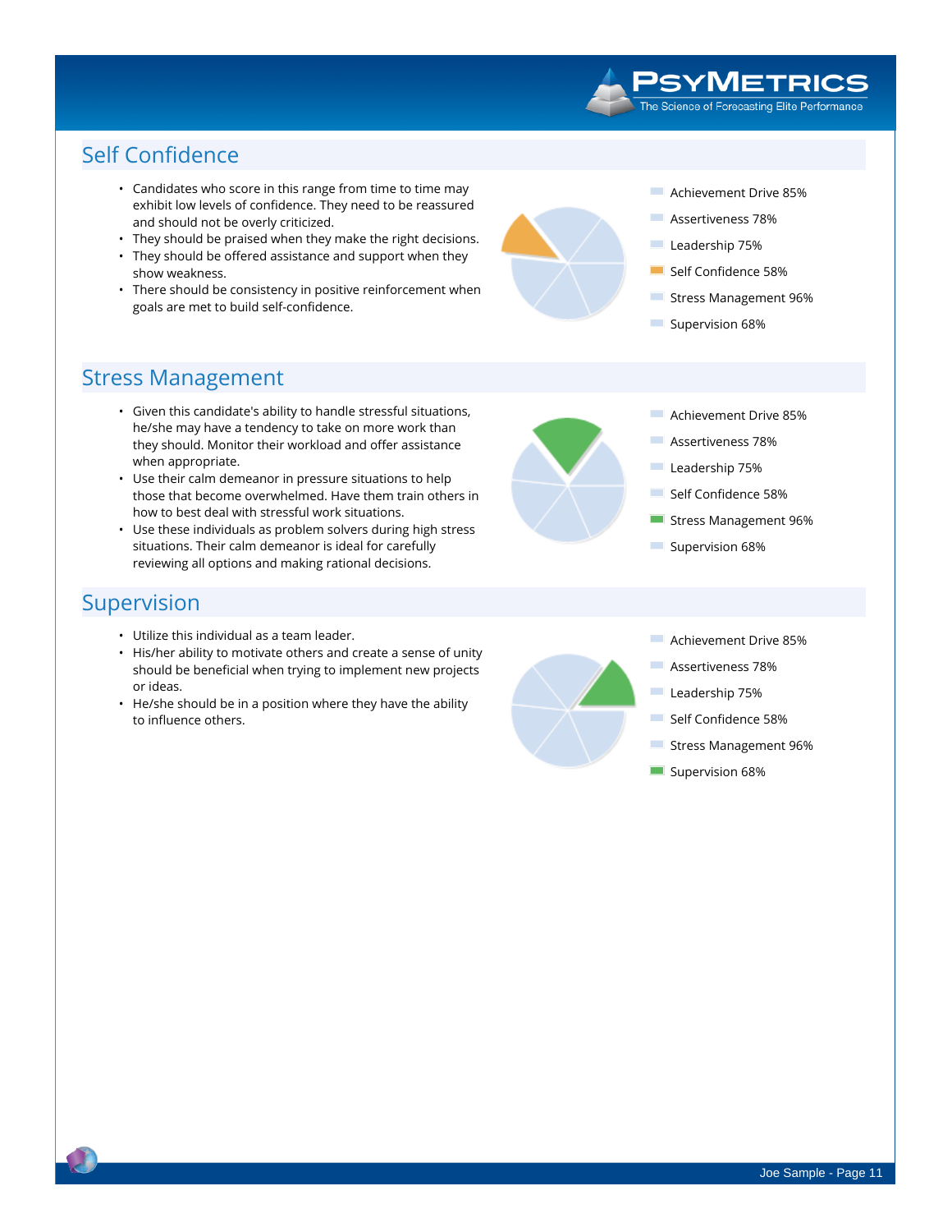## Self Confidence

- Candidates who score in this range from time to time may exhibit low levels of confidence. They need to be reassured and should not be overly criticized.
- They should be praised when they make the right decisions.
- They should be offered assistance and support when they show weakness.
- There should be consistency in positive reinforcement when goals are met to build self-confidence.

- Achievement Drive 85%
- Assertiveness 78%
- Leadership 75%
- Self Confidence 58%
- Stress Management 96%
- Supervision 68%

## Stress Management

- Given this candidate's ability to handle stressful situations, he/she may have a tendency to take on more work than they should. Monitor their workload and offer assistance when appropriate.
- Use their calm demeanor in pressure situations to help those that become overwhelmed. Have them train others in how to best deal with stressful work situations.
- Use these individuals as problem solvers during high stress situations. Their calm demeanor is ideal for carefully reviewing all options and making rational decisions.

- Achievement Drive 85%
- Assertiveness 78%
- Leadership 75%
- Self Confidence 58%
- Stress Management 96%
- Supervision 68%

## Supervision

- Utilize this individual as a team leader.
- His/her ability to motivate others and create a sense of unity should be beneficial when trying to implement new projects or ideas.
- He/she should be in a position where they have the ability to influence others.

- Achievement Drive 85%
- Assertiveness 78%
- Leadership 75%
- Self Confidence 58%
- Stress Management 96%
- Supervision 68%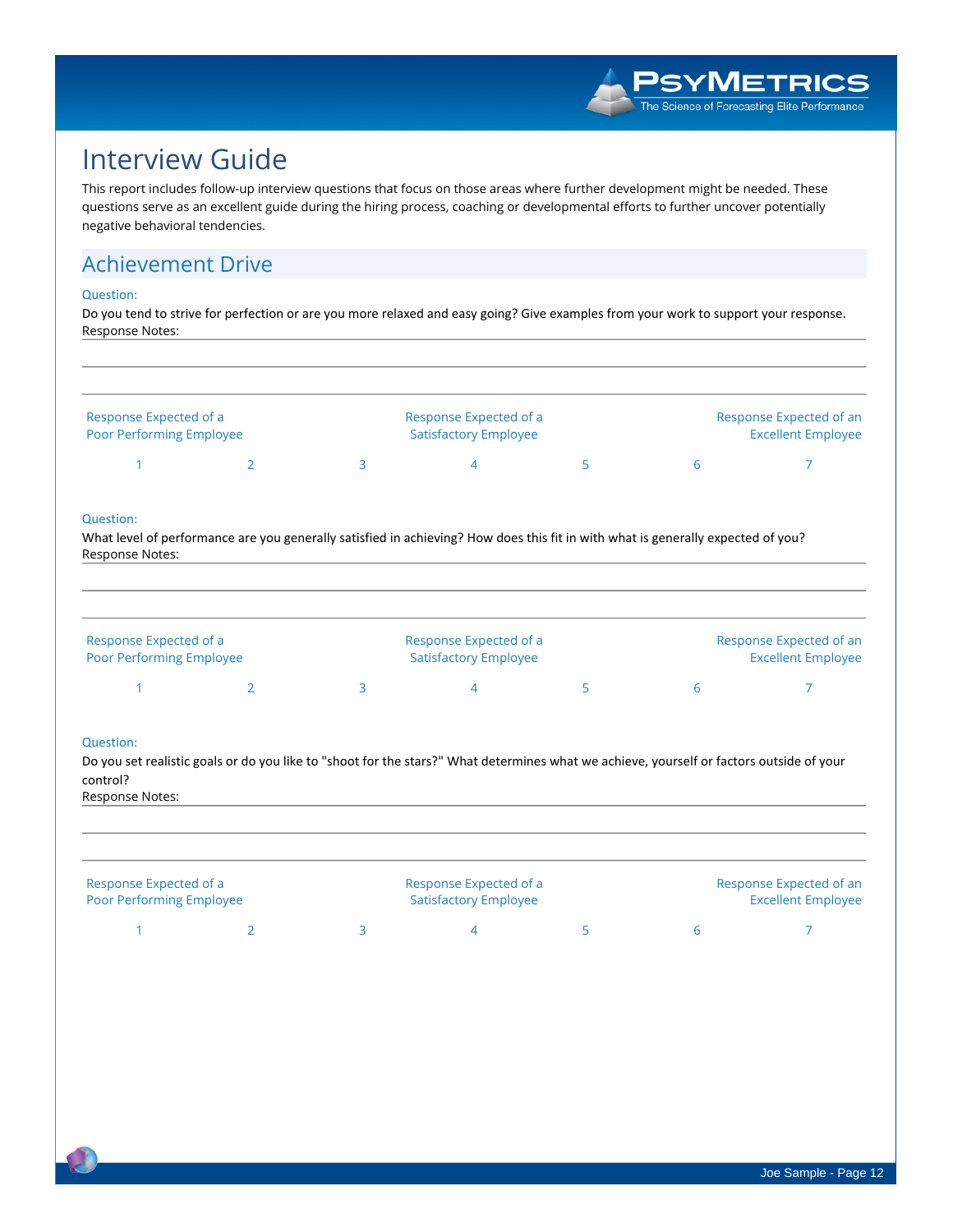# Interview Guide

This report includes follow-up interview questions that focus on those areas where further development might be needed. These questions serve as an excellent guide during the hiring process, coaching or developmental efforts to further uncover potentially negative behavioral tendencies.

## Achievement Drive

Question:

Do you tend to strive for perfection or are you more relaxed and easy going? Give examples from your work to support your response.

Response Notes:

| Response Expected of a Poor Performing Employee | | | Response Expected of a Satisfactory Employee | | | Response Expected of an Excellent Employee |
|---|---|---|---|---|---|---|
| 1 | 2 | 3 | 4 | 5 | 6 | 7 |

Question:

What level of performance are you generally satisfied in achieving? How does this fit in with what is generally expected of you?

Response Notes:

| Response Expected of a Poor Performing Employee | | | Response Expected of a Satisfactory Employee | | | Response Expected of an Excellent Employee |
|---|---|---|---|---|---|---|
| 1 | 2 | 3 | 4 | 5 | 6 | 7 |

Question:

Do you set realistic goals or do you like to "shoot for the stars?" What determines what we achieve, yourself or factors outside of your control?

Response Notes:

| Response Expected of a Poor Performing Employee | | | Response Expected of a Satisfactory Employee | | | Response Expected of an Excellent Employee |
|---|---|---|---|---|---|---|
| 1 | 2 | 3 | 4 | 5 | 6 | 7 |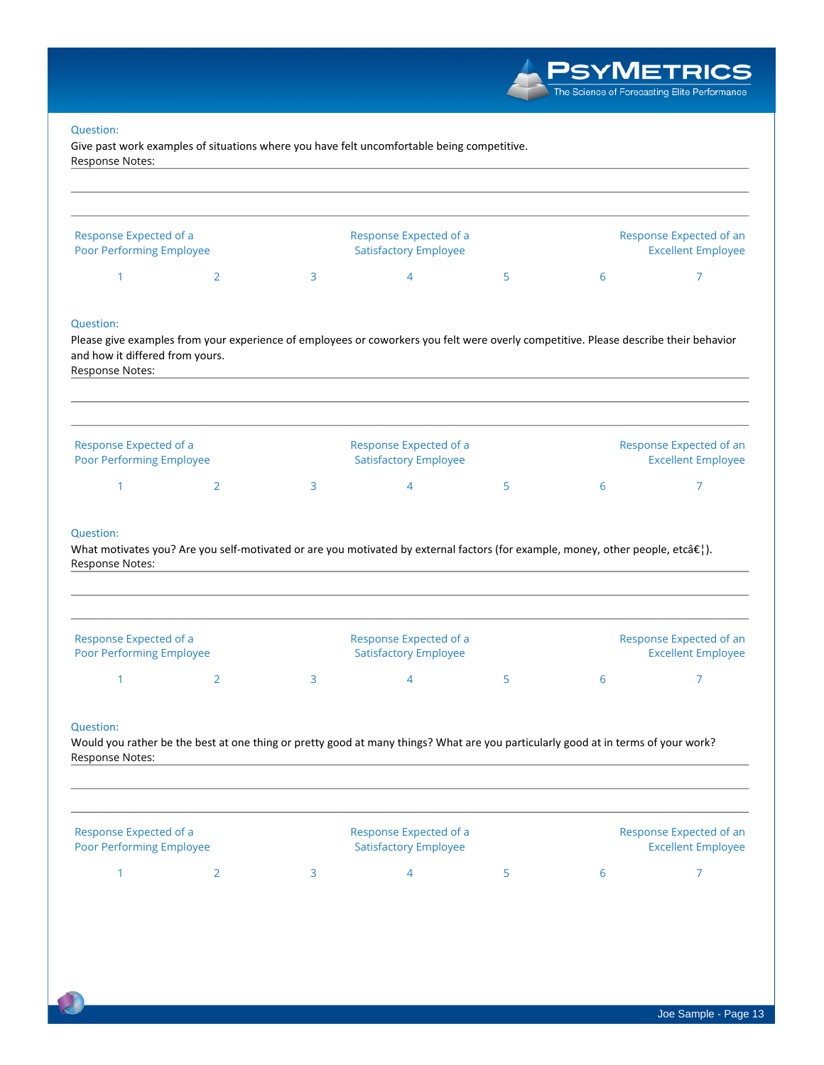Question:
Give past work examples of situations where you have felt uncomfortable being competitive.
Response Notes:

| Response Expected of a Poor Performing Employee | | | Response Expected of a Satisfactory Employee | | | Response Expected of an Excellent Employee |
|---|---|---|---|---|---|---|
| 1 | 2 | 3 | 4 | 5 | 6 | 7 |

Question:
Please give examples from your experience of employees or coworkers you felt were overly competitive. Please describe their behavior and how it differed from yours.
Response Notes:

| Response Expected of a Poor Performing Employee | | | Response Expected of a Satisfactory Employee | | | Response Expected of an Excellent Employee |
|---|---|---|---|---|---|---|
| 1 | 2 | 3 | 4 | 5 | 6 | 7 |

Question:
What motivates you? Are you self-motivated or are you motivated by external factors (for example, money, other people, etcâ€¦).
Response Notes:

| Response Expected of a Poor Performing Employee | | | Response Expected of a Satisfactory Employee | | | Response Expected of an Excellent Employee |
|---|---|---|---|---|---|---|
| 1 | 2 | 3 | 4 | 5 | 6 | 7 |

Question:
Would you rather be the best at one thing or pretty good at many things? What are you particularly good at in terms of your work?
Response Notes:

| Response Expected of a Poor Performing Employee | | | Response Expected of a Satisfactory Employee | | | Response Expected of an Excellent Employee |
|---|---|---|---|---|---|---|
| 1 | 2 | 3 | 4 | 5 | 6 | 7 |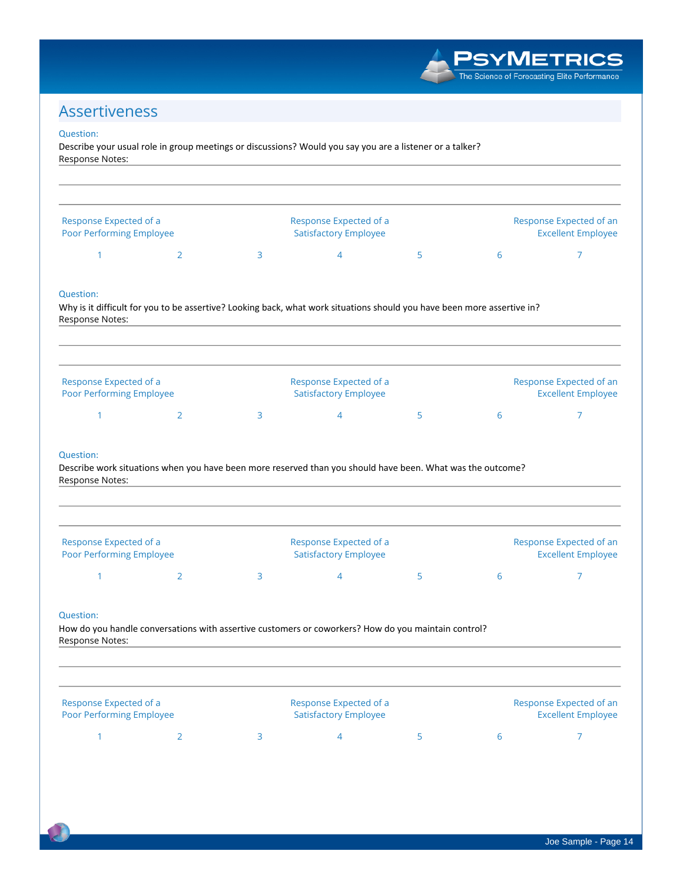## Assertiveness

Question:
Describe your usual role in group meetings or discussions? Would you say you are a listener or a talker?
Response Notes:

| Response Expected of a Poor Performing Employee | | | Response Expected of a Satisfactory Employee | | | Response Expected of an Excellent Employee |
|---|---|---|---|---|---|---|
| 1 | 2 | 3 | 4 | 5 | 6 | 7 |

Question:
Why is it difficult for you to be assertive? Looking back, what work situations should you have been more assertive in?
Response Notes:

| Response Expected of a Poor Performing Employee | | | Response Expected of a Satisfactory Employee | | | Response Expected of an Excellent Employee |
|---|---|---|---|---|---|---|
| 1 | 2 | 3 | 4 | 5 | 6 | 7 |

Question:
Describe work situations when you have been more reserved than you should have been. What was the outcome?
Response Notes:

| Response Expected of a Poor Performing Employee | | | Response Expected of a Satisfactory Employee | | | Response Expected of an Excellent Employee |
|---|---|---|---|---|---|---|
| 1 | 2 | 3 | 4 | 5 | 6 | 7 |

Question:
How do you handle conversations with assertive customers or coworkers? How do you maintain control?
Response Notes:

| Response Expected of a Poor Performing Employee | | | Response Expected of a Satisfactory Employee | | | Response Expected of an Excellent Employee |
|---|---|---|---|---|---|---|
| 1 | 2 | 3 | 4 | 5 | 6 | 7 |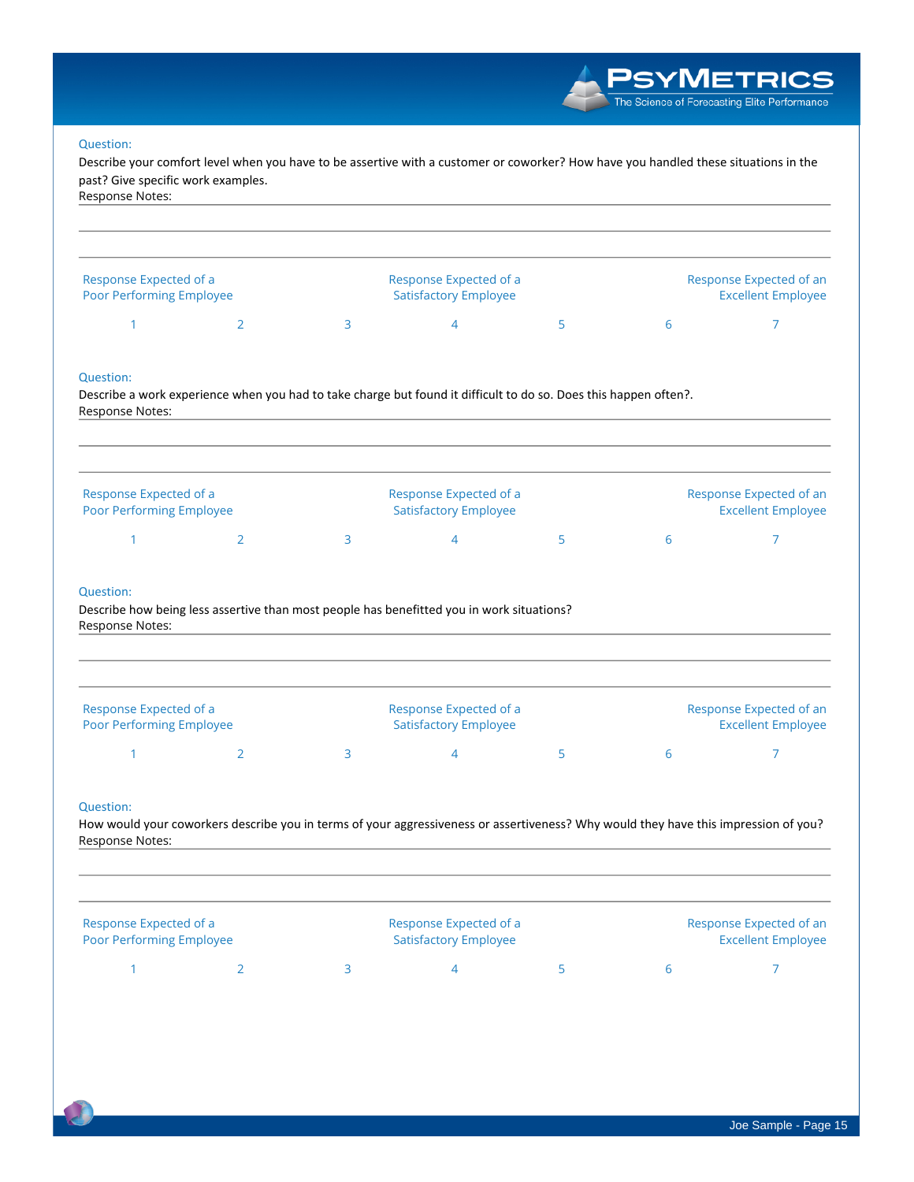Question:

Describe your comfort level when you have to be assertive with a customer or coworker? How have you handled these situations in the past? Give specific work examples.

Response Notes:

| Response Expected of a Poor Performing Employee | | | Response Expected of a Satisfactory Employee | | | Response Expected of an Excellent Employee |
|---|---|---|---|---|---|---|
| 1 | 2 | 3 | 4 | 5 | 6 | 7 |

Question:

Describe a work experience when you had to take charge but found it difficult to do so. Does this happen often?.

Response Notes:

| Response Expected of a Poor Performing Employee | | | Response Expected of a Satisfactory Employee | | | Response Expected of an Excellent Employee |
|---|---|---|---|---|---|---|
| 1 | 2 | 3 | 4 | 5 | 6 | 7 |

Question:

Describe how being less assertive than most people has benefitted you in work situations?

Response Notes:

| Response Expected of a Poor Performing Employee | | | Response Expected of a Satisfactory Employee | | | Response Expected of an Excellent Employee |
|---|---|---|---|---|---|---|
| 1 | 2 | 3 | 4 | 5 | 6 | 7 |

Question:

How would your coworkers describe you in terms of your aggressiveness or assertiveness? Why would they have this impression of you?

Response Notes:

| Response Expected of a Poor Performing Employee | | | Response Expected of a Satisfactory Employee | | | Response Expected of an Excellent Employee |
|---|---|---|---|---|---|---|
| 1 | 2 | 3 | 4 | 5 | 6 | 7 |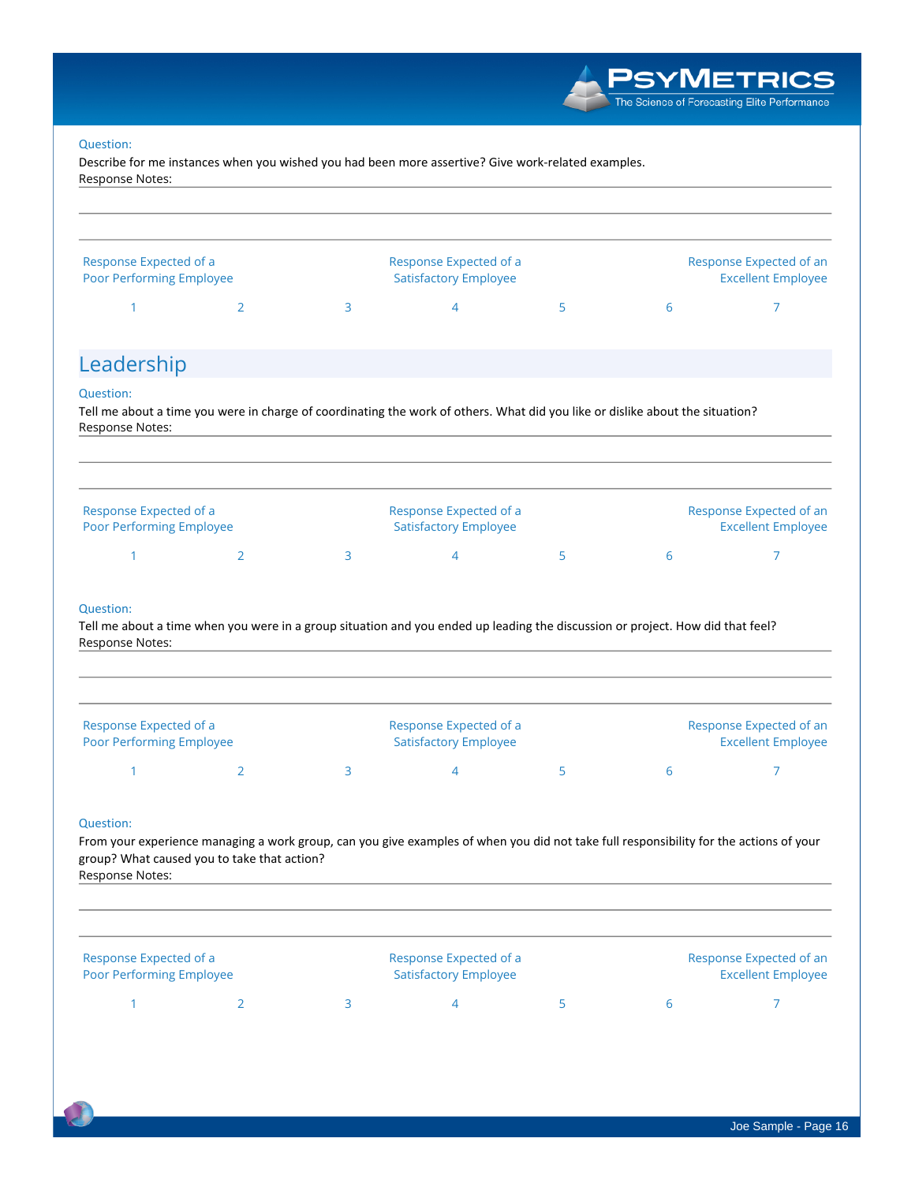Question:

Describe for me instances when you wished you had been more assertive? Give work-related examples.

Response Notes:

---

---

---

| Response Expected of a Poor Performing Employee | | | Response Expected of a Satisfactory Employee | | | Response Expected of an Excellent Employee |
|---|---|---|---|---|---|---|
| 1 | 2 | 3 | 4 | 5 | 6 | 7 |

## Leadership

Question:

Tell me about a time you were in charge of coordinating the work of others. What did you like or dislike about the situation?

Response Notes:

---

---

---

| Response Expected of a Poor Performing Employee | | | Response Expected of a Satisfactory Employee | | | Response Expected of an Excellent Employee |
|---|---|---|---|---|---|---|
| 1 | 2 | 3 | 4 | 5 | 6 | 7 |

Question:

Tell me about a time when you were in a group situation and you ended up leading the discussion or project. How did that feel?

Response Notes:

---

---

---

| Response Expected of a Poor Performing Employee | | | Response Expected of a Satisfactory Employee | | | Response Expected of an Excellent Employee |
|---|---|---|---|---|---|---|
| 1 | 2 | 3 | 4 | 5 | 6 | 7 |

Question:

From your experience managing a work group, can you give examples of when you did not take full responsibility for the actions of your group? What caused you to take that action?

Response Notes:

---

---

---

| Response Expected of a Poor Performing Employee | | | Response Expected of a Satisfactory Employee | | | Response Expected of an Excellent Employee |
|---|---|---|---|---|---|---|
| 1 | 2 | 3 | 4 | 5 | 6 | 7 |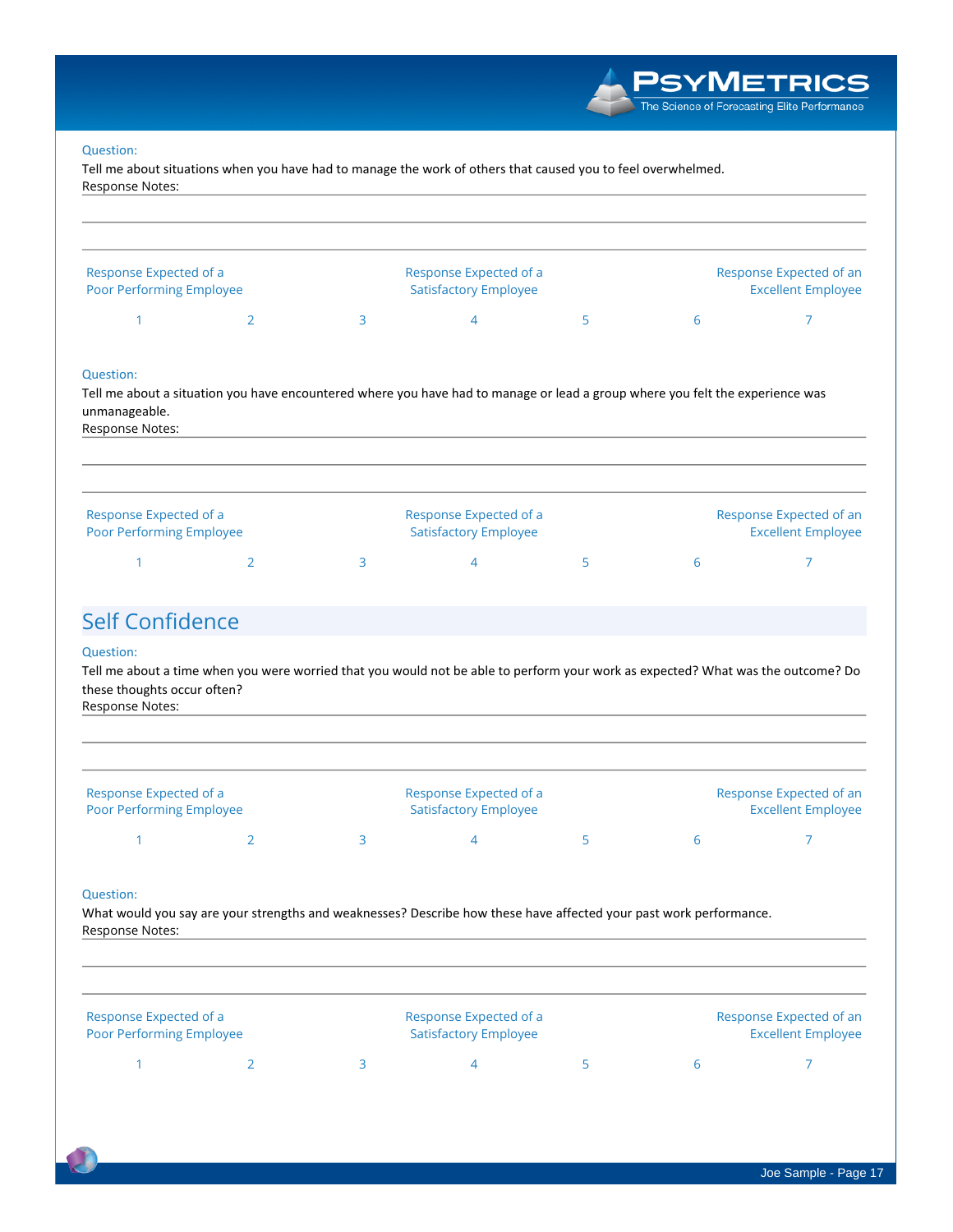Question:

Tell me about situations when you have had to manage the work of others that caused you to feel overwhelmed.

Response Notes:

| Response Expected of a Poor Performing Employee | | | Response Expected of a Satisfactory Employee | | | Response Expected of an Excellent Employee |
|---|---|---|---|---|---|---|
| 1 | 2 | 3 | 4 | 5 | 6 | 7 |

Question:

Tell me about a situation you have encountered where you have had to manage or lead a group where you felt the experience was unmanageable.

Response Notes:

| Response Expected of a Poor Performing Employee | | | Response Expected of a Satisfactory Employee | | | Response Expected of an Excellent Employee |
|---|---|---|---|---|---|---|
| 1 | 2 | 3 | 4 | 5 | 6 | 7 |

## Self Confidence

Question:

Tell me about a time when you were worried that you would not be able to perform your work as expected? What was the outcome? Do these thoughts occur often?

Response Notes:

| Response Expected of a Poor Performing Employee | | | Response Expected of a Satisfactory Employee | | | Response Expected of an Excellent Employee |
|---|---|---|---|---|---|---|
| 1 | 2 | 3 | 4 | 5 | 6 | 7 |

Question:

What would you say are your strengths and weaknesses? Describe how these have affected your past work performance.

Response Notes:

| Response Expected of a Poor Performing Employee | | | Response Expected of a Satisfactory Employee | | | Response Expected of an Excellent Employee |
|---|---|---|---|---|---|---|
| 1 | 2 | 3 | 4 | 5 | 6 | 7 |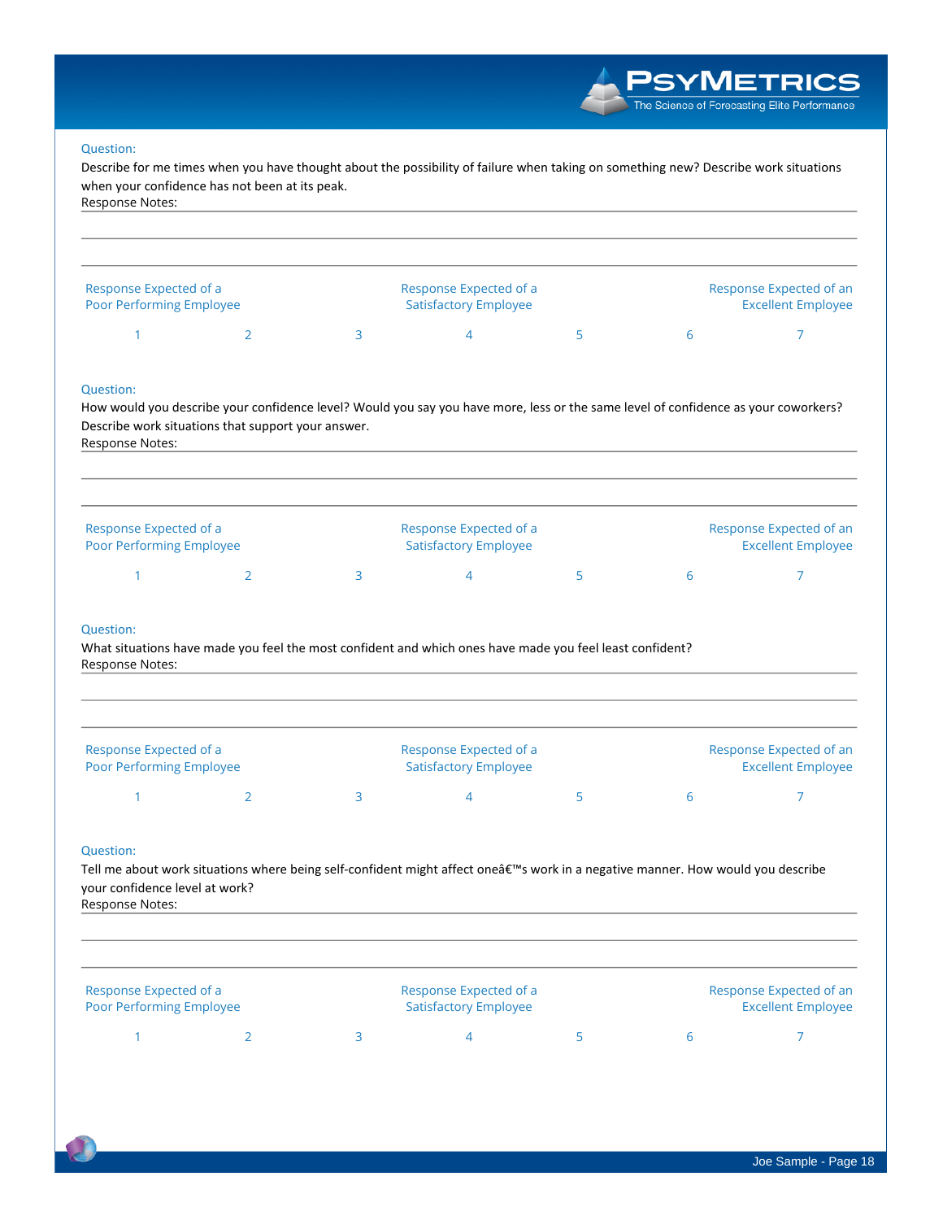Question:

Describe for me times when you have thought about the possibility of failure when taking on something new? Describe work situations when your confidence has not been at its peak.

Response Notes:

| Response Expected of a Poor Performing Employee | | | Response Expected of a Satisfactory Employee | | | Response Expected of an Excellent Employee |
|---|---|---|---|---|---|---|
| 1 | 2 | 3 | 4 | 5 | 6 | 7 |

Question:

How would you describe your confidence level? Would you say you have more, less or the same level of confidence as your coworkers? Describe work situations that support your answer.

Response Notes:

| Response Expected of a Poor Performing Employee | | | Response Expected of a Satisfactory Employee | | | Response Expected of an Excellent Employee |
|---|---|---|---|---|---|---|
| 1 | 2 | 3 | 4 | 5 | 6 | 7 |

Question:

What situations have made you feel the most confident and which ones have made you feel least confident?

Response Notes:

| Response Expected of a Poor Performing Employee | | | Response Expected of a Satisfactory Employee | | | Response Expected of an Excellent Employee |
|---|---|---|---|---|---|---|
| 1 | 2 | 3 | 4 | 5 | 6 | 7 |

Question:

Tell me about work situations where being self-confident might affect oneâ€™s work in a negative manner. How would you describe your confidence level at work?

Response Notes:

| Response Expected of a Poor Performing Employee | | | Response Expected of a Satisfactory Employee | | | Response Expected of an Excellent Employee |
|---|---|---|---|---|---|---|
| 1 | 2 | 3 | 4 | 5 | 6 | 7 |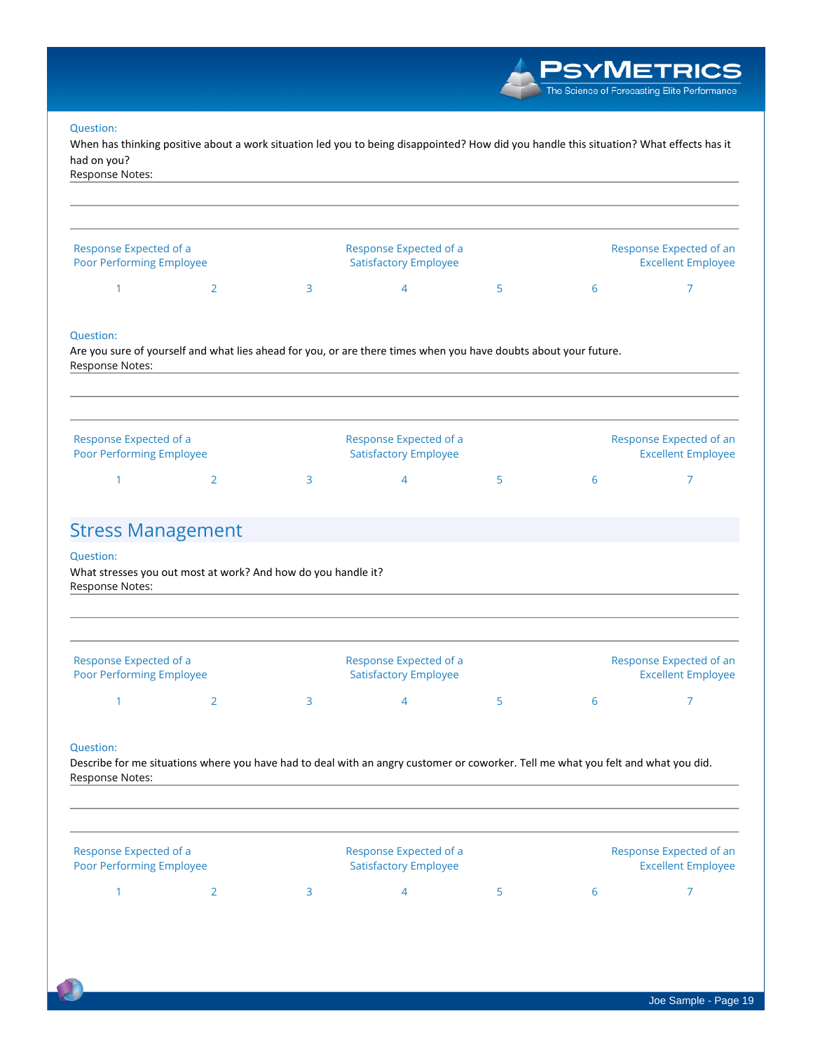Question:
When has thinking positive about a work situation led you to being disappointed? How did you handle this situation? What effects has it had on you?
Response Notes:

| Response Expected of a Poor Performing Employee | | | Response Expected of a Satisfactory Employee | | | Response Expected of an Excellent Employee |
|---|---|---|---|---|---|---|
| 1 | 2 | 3 | 4 | 5 | 6 | 7 |

Question:
Are you sure of yourself and what lies ahead for you, or are there times when you have doubts about your future.
Response Notes:

| Response Expected of a Poor Performing Employee | | | Response Expected of a Satisfactory Employee | | | Response Expected of an Excellent Employee |
|---|---|---|---|---|---|---|
| 1 | 2 | 3 | 4 | 5 | 6 | 7 |

## Stress Management

Question:
What stresses you out most at work? And how do you handle it?
Response Notes:

| Response Expected of a Poor Performing Employee | | | Response Expected of a Satisfactory Employee | | | Response Expected of an Excellent Employee |
|---|---|---|---|---|---|---|
| 1 | 2 | 3 | 4 | 5 | 6 | 7 |

Question:
Describe for me situations where you have had to deal with an angry customer or coworker. Tell me what you felt and what you did.
Response Notes:

| Response Expected of a Poor Performing Employee | | | Response Expected of a Satisfactory Employee | | | Response Expected of an Excellent Employee |
|---|---|---|---|---|---|---|
| 1 | 2 | 3 | 4 | 5 | 6 | 7 |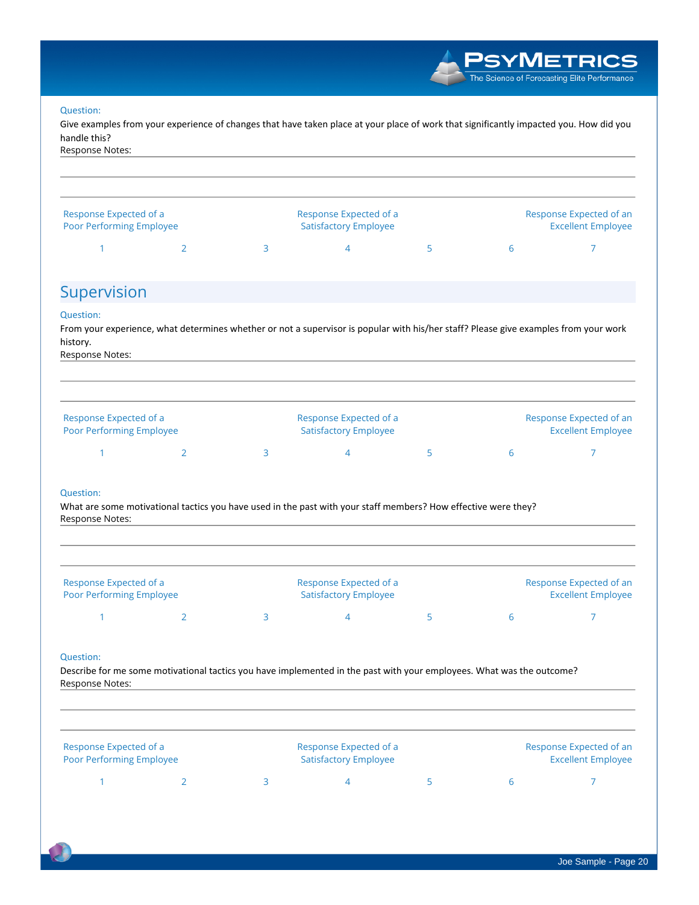Question:

Give examples from your experience of changes that have taken place at your place of work that significantly impacted you. How did you handle this?

Response Notes:

| Response Expected of a Poor Performing Employee | | | Response Expected of a Satisfactory Employee | | | Response Expected of an Excellent Employee |
|---|---|---|---|---|---|---|
| 1 | 2 | 3 | 4 | 5 | 6 | 7 |

## Supervision

Question:

From your experience, what determines whether or not a supervisor is popular with his/her staff? Please give examples from your work history.

Response Notes:

| Response Expected of a Poor Performing Employee | | | Response Expected of a Satisfactory Employee | | | Response Expected of an Excellent Employee |
|---|---|---|---|---|---|---|
| 1 | 2 | 3 | 4 | 5 | 6 | 7 |

Question:

What are some motivational tactics you have used in the past with your staff members? How effective were they?

Response Notes:

| Response Expected of a Poor Performing Employee | | | Response Expected of a Satisfactory Employee | | | Response Expected of an Excellent Employee |
|---|---|---|---|---|---|---|
| 1 | 2 | 3 | 4 | 5 | 6 | 7 |

Question:

Describe for me some motivational tactics you have implemented in the past with your employees. What was the outcome?

Response Notes:

| Response Expected of a Poor Performing Employee | | | Response Expected of a Satisfactory Employee | | | Response Expected of an Excellent Employee |
|---|---|---|---|---|---|---|
| 1 | 2 | 3 | 4 | 5 | 6 | 7 |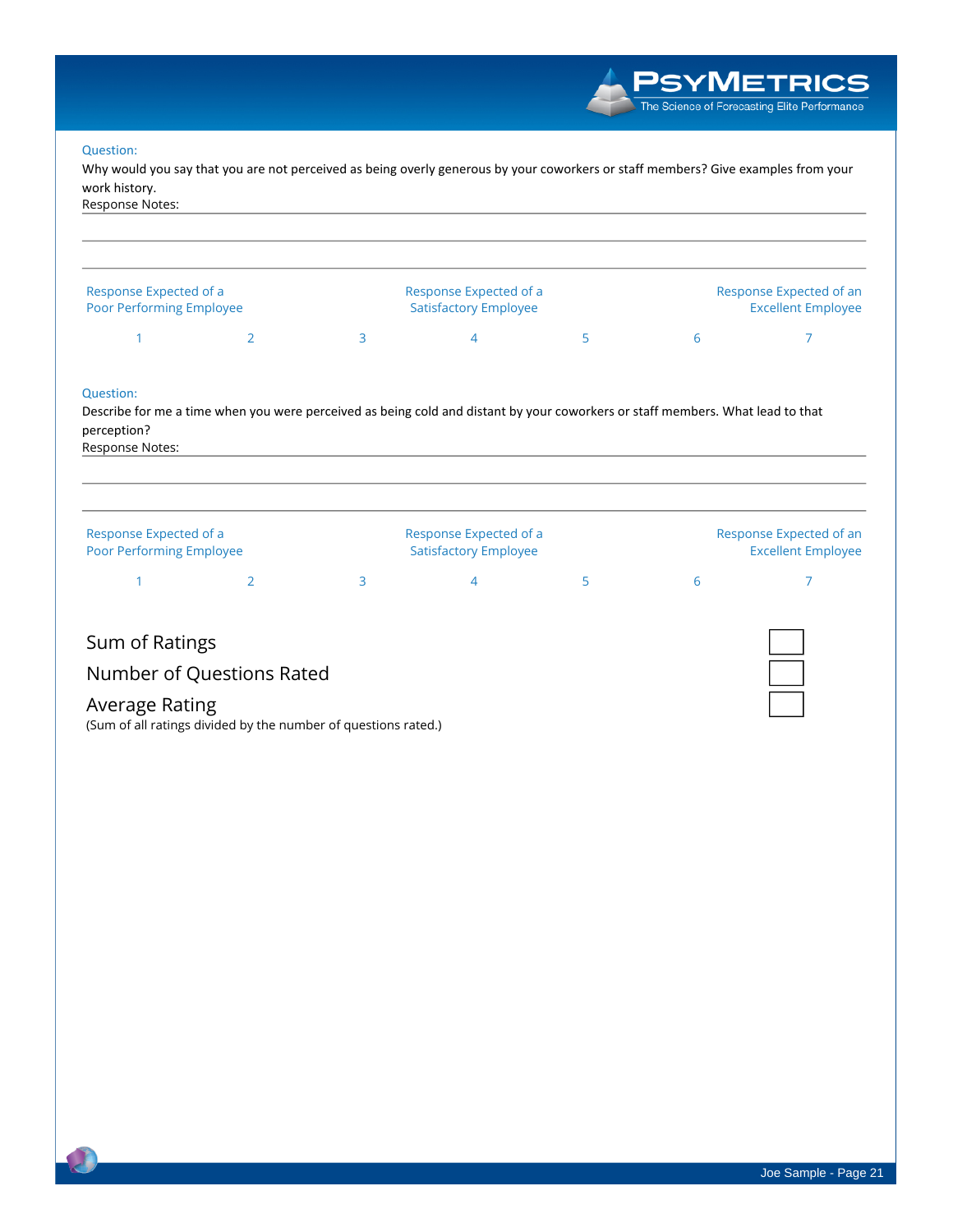Question:

Why would you say that you are not perceived as being overly generous by your coworkers or staff members? Give examples from your work history.

Response Notes:

| Response Expected of a Poor Performing Employee | | | Response Expected of a Satisfactory Employee | | | Response Expected of an Excellent Employee |
|---|---|---|---|---|---|---|
| 1 | 2 | 3 | 4 | 5 | 6 | 7 |

Question:

Describe for me a time when you were perceived as being cold and distant by your coworkers or staff members. What lead to that perception?

Response Notes:

| Response Expected of a Poor Performing Employee | | | Response Expected of a Satisfactory Employee | | | Response Expected of an Excellent Employee |
|---|---|---|---|---|---|---|
| 1 | 2 | 3 | 4 | 5 | 6 | 7 |

Sum of Ratings

Number of Questions Rated

Average Rating

(Sum of all ratings divided by the number of questions rated.)